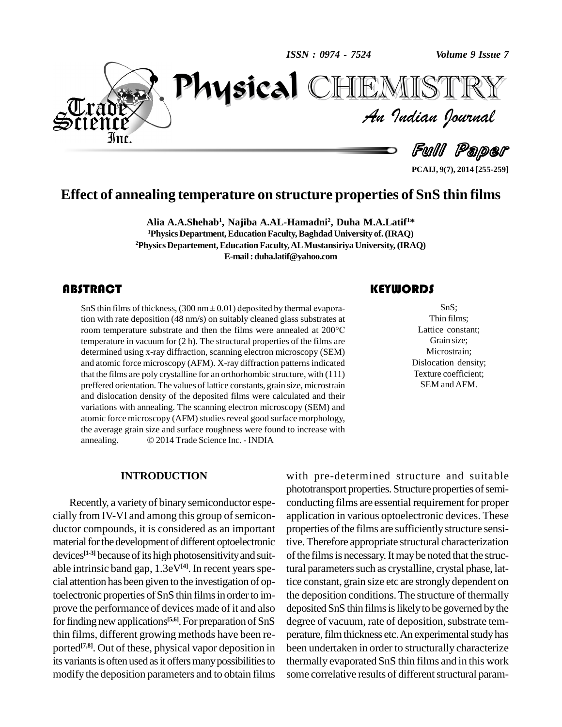# Effect of annealing temperature on structure properties of SnS thin films

**Alia A.A.Shehab[1], Najiba A.AL-Hamadni[2], Duha M.A.Latif[1]***

[1]Physics Department, Education Faculty, Baghdad University of. (IRAQ)
[2]Physics Departement, Education Faculty, AL Mustansiriya University, (IRAQ)
E-mail : duha.latif@yahoo.com

## ABSTRACT

SnS thin films of thickness, (300 nm ± 0.01) deposited by thermal evaporation with rate deposition (48 nm/s) on suitably cleaned glass substrates at room temperature substrate and then the films were annealed at 200°C temperature in vacuum for (2 h). The structural properties of the films are determined using x-ray diffraction, scanning electron microscopy (SEM) and atomic force microscopy (AFM). X-ray diffraction patterns indicated that the films are poly crystalline for an orthorhombic structure, with (111) preffered orientation. The values of lattice constants, grain size, microstrain and dislocation density of the deposited films were calculated and their variations with annealing. The scanning electron microscopy (SEM) and atomic force microscopy (AFM) studies reveal good surface morphology, the average grain size and surface roughness were found to increase with annealing. © 2014 Trade Science Inc. - INDIA

## KEYWORDS

SnS;
Thin films;
Lattice constant;
Grain size;
Microstrain;
Dislocation density;
Texture coefficient;
SEM and AFM.

## INTRODUCTION

Recently, a variety of binary semiconductor especially from IV-VI and among this group of semiconductor compounds, it is considered as an important material for the development of different optoelectronic devices[1-3] because of its high photosensitivity and suitable intrinsic band gap, 1.3eV[4]. In recent years special attention has been given to the investigation of optoelectronic properties of SnS thin films in order to improve the performance of devices made of it and also for finding new applications[5,6]. For preparation of SnS thin films, different growing methods have been reported[7,8]. Out of these, physical vapor deposition in its variants is often used as it offers many possibilities to modify the deposition parameters and to obtain films with pre-determined structure and suitable phototransport properties. Structure properties of semiconducting films are essential requirement for proper application in various optoelectronic devices. These properties of the films are sufficiently structure sensitive. Therefore appropriate structural characterization of the films is necessary. It may be noted that the structural parameters such as crystalline, crystal phase, lattice constant, grain size etc are strongly dependent on the deposition conditions. The structure of thermally deposited SnS thin films is likely to be governed by the degree of vacuum, rate of deposition, substrate temperature, film thickness etc. An experimental study has been undertaken in order to structurally characterize thermally evaporated SnS thin films and in this work some correlative results of different structural param-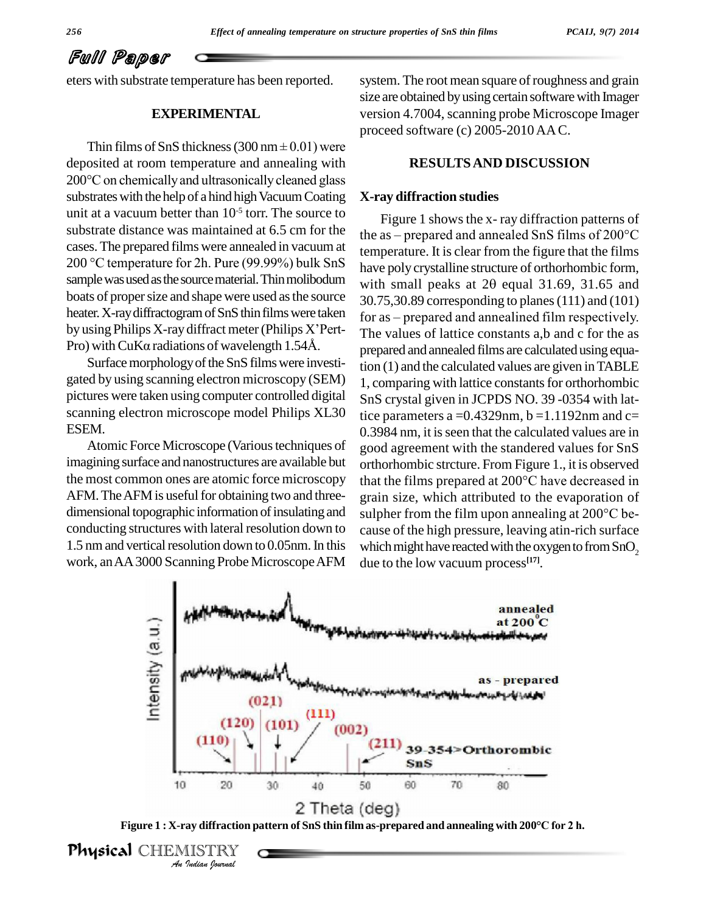eters with substrate temperature has been reported.

## EXPERIMENTAL

Thin films of SnS thickness (300 nm ± 0.01) were deposited at room temperature and annealing with 200°C on chemically and ultrasonically cleaned glass substrates with the help of a hind high Vacuum Coating unit at a vacuum better than $10^{-5}$ torr. The source to substrate distance was maintained at 6.5 cm for the cases. The prepared films were annealed in vacuum at 200 °C temperature for 2h. Pure (99.99%) bulk SnS sample was used as the source material. Thin molibodum boats of proper size and shape were used as the source heater. X-ray diffractogram of SnS thin films were taken by using Philips X-ray diffract meter (Philips X'Pert-Pro) with CuKα radiations of wavelength 1.54Å.

Surface morphology of the SnS films were investigated by using scanning electron microscopy (SEM) pictures were taken using computer controlled digital scanning electron microscope model Philips XL30 ESEM.

Atomic Force Microscope (Various techniques of imagining surface and nanostructures are available but the most common ones are atomic force microscopy AFM. The AFM is useful for obtaining two and three-dimensional topographic information of insulating and conducting structures with lateral resolution down to 1.5 nm and vertical resolution down to 0.05nm. In this work, an AA 3000 Scanning Probe Microscope AFM system. The root mean square of roughness and grain size are obtained by using certain software with Imager version 4.7004, scanning probe Microscope Imager proceed software (c) 2005-2010 AA C.

## RESULTS AND DISCUSSION

### X-ray diffraction studies

Figure 1 shows the x- ray diffraction patterns of the as – prepared and annealed SnS films of 200°C temperature. It is clear from the figure that the films have poly crystalline structure of orthorhombic form, with small peaks at 2θ equal 31.69, 31.65 and 30.75,30.89 corresponding to planes (111) and (101) for as – prepared and annealined film respectively. The values of lattice constants a,b and c for the as prepared and annealed films are calculated using equation (1) and the calculated values are given in TABLE 1, comparing with lattice constants for orthorhombic SnS crystal given in JCPDS NO. 39 -0354 with lattice parameters a =0.4329nm, b =1.1192nm and c= 0.3984 nm, it is seen that the calculated values are in good agreement with the standered values for SnS orthorhombic strcture. From Figure 1., it is observed that the films prepared at 200°C have decreased in grain size, which attributed to the evaporation of sulpher from the film upon annealing at 200°C because of the high pressure, leaving atin-rich surface which might have reacted with the oxygen to from $SnO_2$ due to the low vacuum process[17].

Figure 1 : X-ray diffraction pattern of SnS thin film as-prepared and annealing with 200°C for 2 h.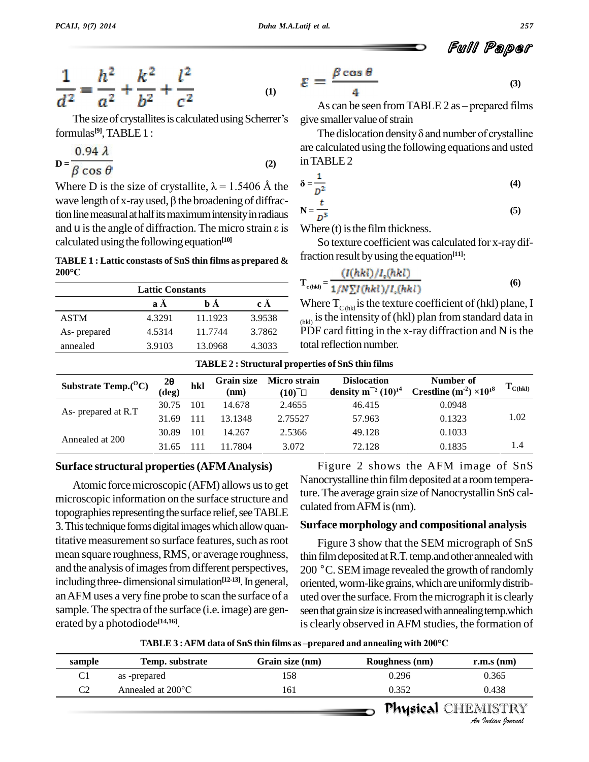$$\frac{1}{d^2} = \frac{h^2}{a^2} + \frac{k^2}{b^2} + \frac{l^2}{c^2} \quad (1)$$

The size of crystallites is calculated using Scherrer's formulas[9], TABLE 1 :

$$D = \frac{0.94\,\lambda}{\beta \cos\theta} \quad (2)$$

Where D is the size of crystallite, $\lambda = 1.5406$ Å the wave length of x-ray used, $\beta$ the broadening of diffraction line measural at half its maximum intensity in radiuss and $\theta$ is the angle of diffraction. The micro strain $\varepsilon$ is calculated using the following equation[10]

**TABLE 1 : Lattic constasts of SnS thin films as prepared & 200°C**

| | Lattic Constants | | |
|---|---|---|---|
| | a Å | b Å | c Å |
| ASTM | 4.3291 | 11.1923 | 3.9538 |
| As- prepared | 4.5314 | 11.7744 | 3.7862 |
| annealed | 3.9103 | 13.0968 | 4.3033 |

$$\varepsilon = \frac{\beta \cos\theta}{4} \quad (3)$$

As can be seen from TABLE 2 as – prepared films give smaller value of strain

The dislocation density $\delta$ and number of crystalline are calculated using the following equations and usted in TABLE 2

$$\delta = \frac{1}{D^2} \quad (4)$$

$$N = \frac{t}{D^3} \quad (5)$$

Where (t) is the film thickness.

So texture coefficient was calculated for x-ray diffraction result by using the equation[11]:

$$T_{c\,(hkl)} = \frac{(I(hkl)/I_o(hkl))}{1/N\sum I(hkl)/I_o(hkl)} \quad (6)$$

Where $T_{C\,(hkl)}$ is the texture coefficient of (hkl) plane, $I_{(hkl)}$ is the intensity of (hkl) plan from standard data in PDF card fitting in the x-ray diffraction and N is the total reflection number.

**TABLE 2 : Structural properties of SnS thin films**

| Substrate Temp.(°C) | 2θ (deg) | hkl | Grain size (nm) | Micro strain (10)$^{-}$ | Dislocation density $m^{-2}$ $(10)^{14}$ | Number of Crestline ($m^{-2}$) $\times 10^{18}$ | $T_{C(hkl)}$ |
|---|---|---|---|---|---|---|---|
| As- prepared at R.T | 30.75 | 101 | 14.678 | 2.4655 | 46.415 | 0.0948 | 1.02 |
| | 31.69 | 111 | 13.1348 | 2.75527 | 57.963 | 0.1323 | |
| Annealed at 200 | 30.89 | 101 | 14.267 | 2.5366 | 49.128 | 0.1033 | 1.4 |
| | 31.65 | 111 | 11.7804 | 3.072 | 72.128 | 0.1835 | |

## Surface structural properties (AFM Analysis)

Atomic force microscopic (AFM) allows us to get microscopic information on the surface structure and topographies representing the surface relief, see TABLE 3. This technique forms digital images which allow quantitative measurement so surface features, such as root mean square roughness, RMS, or average roughness, and the analysis of images from different perspectives, including three- dimensional simulation[12-13]. In general, an AFM uses a very fine probe to scan the surface of a sample. The spectra of the surface (i.e. image) are generated by a photodiode[14,16].

Figure 2 shows the AFM image of SnS Nanocrystalline thin film deposited at a room temperature. The average grain size of Nanocrystallin SnS calculated from AFM is (nm).

## Surface morphology and compositional analysis

Figure 3 show that the SEM micrograph of SnS thin film deposited at R.T. temp.and other annealed with 200 °C. SEM image revealed the growth of randomly oriented, worm-like grains, which are uniformly distributed over the surface. From the micrograph it is clearly seen that grain size is increased with annealing temp.which is clearly observed in AFM studies, the formation of

**TABLE 3 : AFM data of SnS thin films as –prepared and annealing with 200°C**

| sample | Temp. substrate | Grain size (nm) | Roughness (nm) | r.m.s (nm) |
|---|---|---|---|---|
| C1 | as -prepared | 158 | 0.296 | 0.365 |
| C2 | Annealed at 200°C | 161 | 0.352 | 0.438 |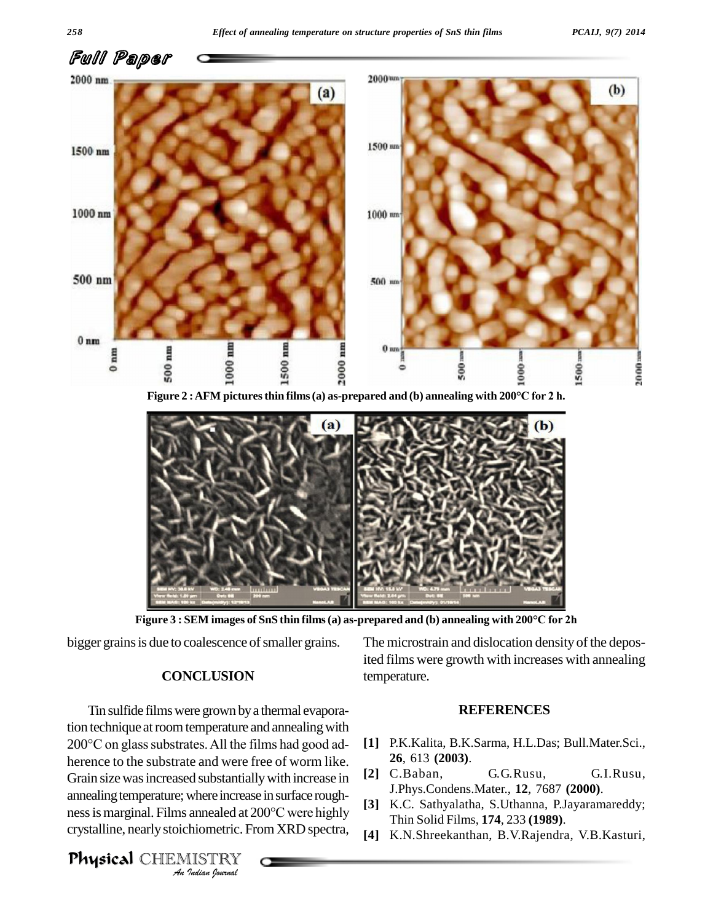Figure 2 : AFM pictures thin films (a) as-prepared and (b) annealing with 200°C for 2 h.

Figure 3 : SEM images of SnS thin films (a) as-prepared and (b) annealing with 200°C for 2h

bigger grains is due to coalescence of smaller grains.

## CONCLUSION

Tin sulfide films were grown by a thermal evaporation technique at room temperature and annealing with 200°C on glass substrates. All the films had good adherence to the substrate and were free of worm like. Grain size was increased substantially with increase in annealing temperature; where increase in surface roughness is marginal. Films annealed at 200°C were highly crystalline, nearly stoichiometric. From XRD spectra, The microstrain and dislocation density of the deposited films were growth with increases with annealing temperature.

## REFERENCES

**[1]** P.K.Kalita, B.K.Sarma, H.L.Das; Bull.Mater.Sci., **26**, 613 **(2003)**.

**[2]** C.Baban, G.G.Rusu, G.I.Rusu, J.Phys.Condens.Mater., **12**, 7687 **(2000)**.

**[3]** K.C. Sathyalatha, S.Uthanna, P.Jayaramareddy; Thin Solid Films, **174**, 233 **(1989)**.

**[4]** K.N.Shreekanthan, B.V.Rajendra, V.B.Kasturi,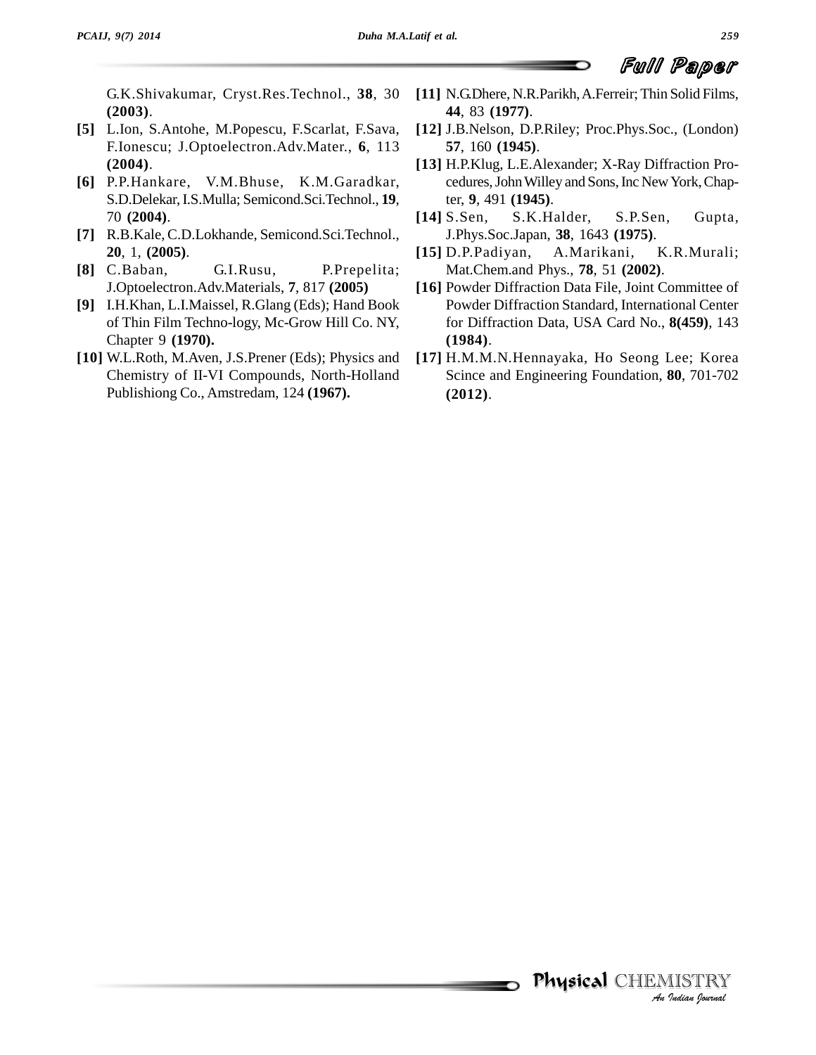G.K.Shivakumar, Cryst.Res.Technol., **38**, 30 **(2003)**.

**[5]** L.Ion, S.Antohe, M.Popescu, F.Scarlat, F.Sava, F.Ionescu; J.Optoelectron.Adv.Mater., **6**, 113 **(2004)**.

**[6]** P.P.Hankare, V.M.Bhuse, K.M.Garadkar, S.D.Delekar, I.S.Mulla; Semicond.Sci.Technol., **19**, 70 **(2004)**.

**[7]** R.B.Kale, C.D.Lokhande, Semicond.Sci.Technol., **20**, 1, **(2005)**.

**[8]** C.Baban, G.I.Rusu, P.Prepelita; J.Optoelectron.Adv.Materials, **7**, 817 **(2005)**

**[9]** I.H.Khan, L.I.Maissel, R.Glang (Eds); Hand Book of Thin Film Techno-logy, Mc-Grow Hill Co. NY, Chapter 9 **(1970).**

**[10]** W.L.Roth, M.Aven, J.S.Prener (Eds); Physics and Chemistry of II-VI Compounds, North-Holland Publishiong Co., Amstredam, 124 **(1967).**

**[11]** N.G.Dhere, N.R.Parikh, A.Ferreir; Thin Solid Films, **44**, 83 **(1977)**.

**[12]** J.B.Nelson, D.P.Riley; Proc.Phys.Soc., (London) **57**, 160 **(1945)**.

**[13]** H.P.Klug, L.E.Alexander; X-Ray Diffraction Procedures, John Willey and Sons, Inc New York, Chapter, **9**, 491 **(1945)**.

**[14]** S.Sen, S.K.Halder, S.P.Sen, Gupta, J.Phys.Soc.Japan, **38**, 1643 **(1975)**.

**[15]** D.P.Padiyan, A.Marikani, K.R.Murali; Mat.Chem.and Phys., **78**, 51 **(2002)**.

**[16]** Powder Diffraction Data File, Joint Committee of Powder Diffraction Standard, International Center for Diffraction Data, USA Card No., **8(459)**, 143 **(1984)**.

**[17]** H.M.M.N.Hennayaka, Ho Seong Lee; Korea Scince and Engineering Foundation, **80**, 701-702 **(2012)**.